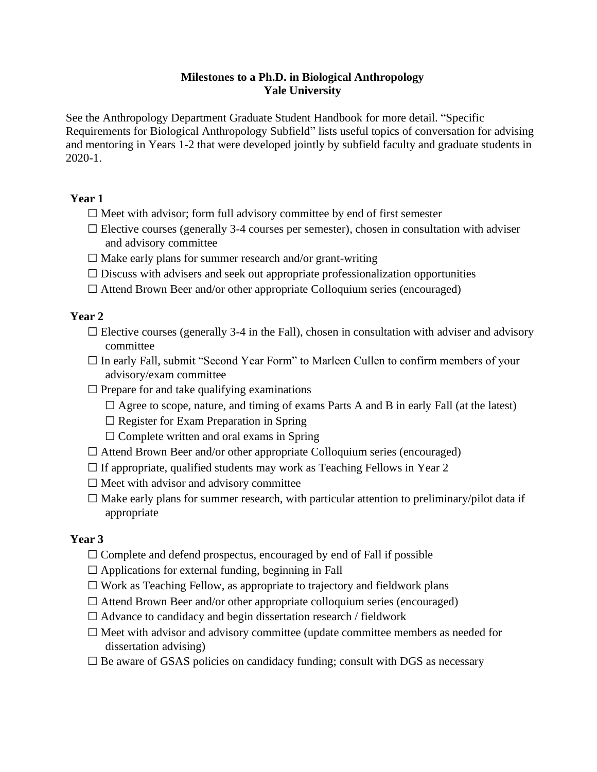# Milestones to a Ph.D. in Biological Anthropology
## Yale University

See the Anthropology Department Graduate Student Handbook for more detail. "Specific Requirements for Biological Anthropology Subfield" lists useful topics of conversation for advising and mentoring in Years 1-2 that were developed jointly by subfield faculty and graduate students in 2020-1.

### Year 1

- ☐ Meet with advisor; form full advisory committee by end of first semester
- ☐ Elective courses (generally 3-4 courses per semester), chosen in consultation with adviser and advisory committee
- ☐ Make early plans for summer research and/or grant-writing
- ☐ Discuss with advisers and seek out appropriate professionalization opportunities
- ☐ Attend Brown Beer and/or other appropriate Colloquium series (encouraged)

### Year 2

- ☐ Elective courses (generally 3-4 in the Fall), chosen in consultation with adviser and advisory committee
- ☐ In early Fall, submit "Second Year Form" to Marleen Cullen to confirm members of your advisory/exam committee
- ☐ Prepare for and take qualifying examinations
  - ☐ Agree to scope, nature, and timing of exams Parts A and B in early Fall (at the latest)
  - ☐ Register for Exam Preparation in Spring
  - ☐ Complete written and oral exams in Spring
- ☐ Attend Brown Beer and/or other appropriate Colloquium series (encouraged)
- ☐ If appropriate, qualified students may work as Teaching Fellows in Year 2
- ☐ Meet with advisor and advisory committee
- ☐ Make early plans for summer research, with particular attention to preliminary/pilot data if appropriate

### Year 3

- ☐ Complete and defend prospectus, encouraged by end of Fall if possible
- ☐ Applications for external funding, beginning in Fall
- ☐ Work as Teaching Fellow, as appropriate to trajectory and fieldwork plans
- ☐ Attend Brown Beer and/or other appropriate colloquium series (encouraged)
- ☐ Advance to candidacy and begin dissertation research / fieldwork
- ☐ Meet with advisor and advisory committee (update committee members as needed for dissertation advising)
- ☐ Be aware of GSAS policies on candidacy funding; consult with DGS as necessary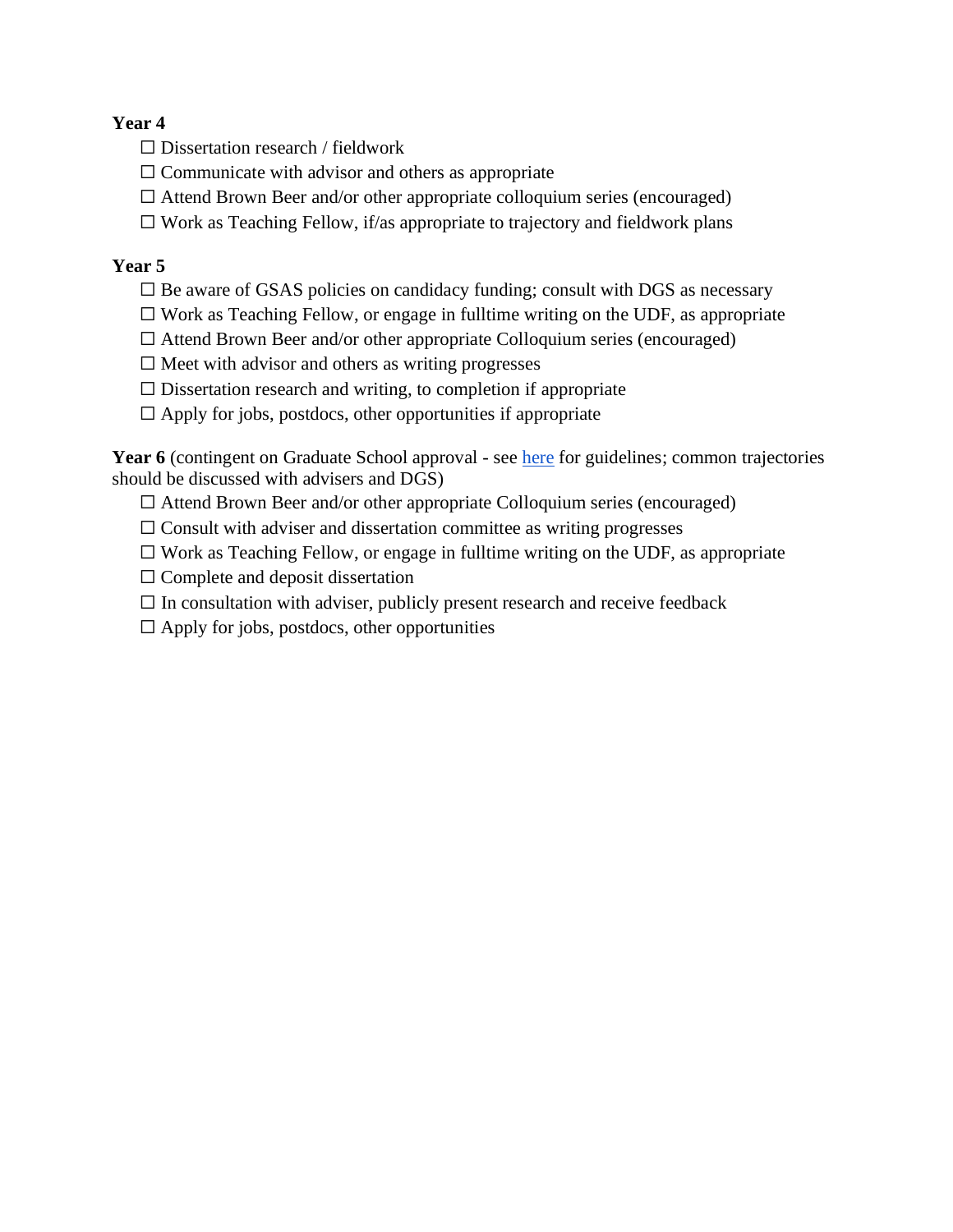**Year 4**

- ☐ Dissertation research / fieldwork
- ☐ Communicate with advisor and others as appropriate
- ☐ Attend Brown Beer and/or other appropriate colloquium series (encouraged)
- ☐ Work as Teaching Fellow, if/as appropriate to trajectory and fieldwork plans

**Year 5**

- ☐ Be aware of GSAS policies on candidacy funding; consult with DGS as necessary
- ☐ Work as Teaching Fellow, or engage in fulltime writing on the UDF, as appropriate
- ☐ Attend Brown Beer and/or other appropriate Colloquium series (encouraged)
- ☐ Meet with advisor and others as writing progresses
- ☐ Dissertation research and writing, to completion if appropriate
- ☐ Apply for jobs, postdocs, other opportunities if appropriate

**Year 6** (contingent on Graduate School approval - see here for guidelines; common trajectories should be discussed with advisers and DGS)

- ☐ Attend Brown Beer and/or other appropriate Colloquium series (encouraged)
- ☐ Consult with adviser and dissertation committee as writing progresses
- ☐ Work as Teaching Fellow, or engage in fulltime writing on the UDF, as appropriate
- ☐ Complete and deposit dissertation
- ☐ In consultation with adviser, publicly present research and receive feedback
- ☐ Apply for jobs, postdocs, other opportunities